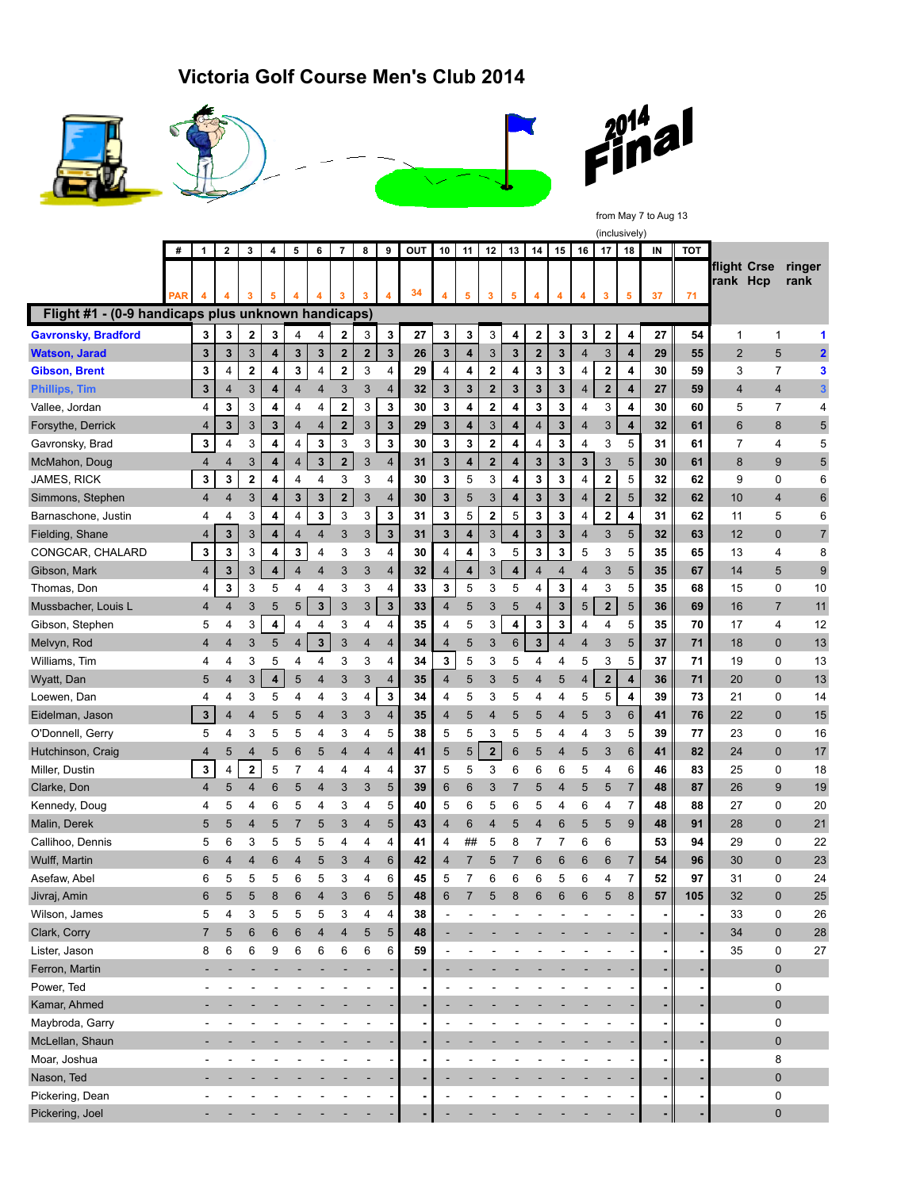# Victoria Golf Course Men's Club 2014

2014 Final

from May 7 to Aug 13 (inclusively)

| # | 1 | 2 | 3 | 4 | 5 | 6 | 7 | 8 | 9 | OUT | 10 | 11 | 12 | 13 | 14 | 15 | 16 | 17 | 18 | IN | TOT | flight rank | Crse Hcp | ringer rank |
|---|---|---|---|---|---|---|---|---|---|---|---|---|---|---|---|---|---|---|---|---|---|---|---|---|
| PAR | 4 | 4 | 3 | 5 | 4 | 4 | 3 | 3 | 4 | 34 | 4 | 5 | 3 | 5 | 4 | 4 | 4 | 3 | 5 | 37 | 71 | | | |
| **Flight #1 - (0-9 handicaps plus unknown handicaps)** | | | | | | | | | | | | | | | | | | | | | | | | |
| Gavronsky, Bradford | 3 | 3 | 2 | 3 | 4 | 4 | 2 | 3 | 3 | 27 | 3 | 3 | 3 | 4 | 2 | 3 | 3 | 2 | 4 | 27 | 54 | 1 | 1 | 1 |
| Watson, Jarad | 3 | 3 | 3 | 4 | 3 | 3 | 2 | 2 | 3 | 26 | 3 | 4 | 3 | 3 | 2 | 3 | 4 | 3 | 4 | 29 | 55 | 2 | 5 | 2 |
| Gibson, Brent | 3 | 4 | 2 | 4 | 3 | 4 | 2 | 3 | 4 | 29 | 4 | 4 | 2 | 4 | 3 | 3 | 4 | 2 | 4 | 30 | 59 | 3 | 7 | 3 |
| Phillips, Tim | 3 | 4 | 3 | 4 | 4 | 4 | 3 | 3 | 4 | 32 | 3 | 3 | 2 | 3 | 3 | 3 | 4 | 2 | 4 | 27 | 59 | 4 | 4 | 3 |
| Vallee, Jordan | 4 | 3 | 3 | 4 | 4 | 4 | 2 | 3 | 3 | 30 | 3 | 4 | 2 | 4 | 3 | 3 | 4 | 3 | 4 | 30 | 60 | 5 | 7 | 4 |
| Forsythe, Derrick | 4 | 3 | 3 | 3 | 4 | 4 | 2 | 3 | 3 | 29 | 3 | 4 | 3 | 4 | 4 | 3 | 4 | 3 | 4 | 32 | 61 | 6 | 8 | 5 |
| Gavronsky, Brad | 3 | 4 | 3 | 4 | 4 | 3 | 3 | 3 | 3 | 30 | 3 | 3 | 2 | 4 | 4 | 3 | 4 | 3 | 5 | 31 | 61 | 7 | 4 | 5 |
| McMahon, Doug | 4 | 4 | 3 | 4 | 4 | 3 | 2 | 3 | 4 | 31 | 3 | 4 | 2 | 4 | 3 | 3 | 3 | 3 | 5 | 30 | 61 | 8 | 9 | 5 |
| JAMES, RICK | 3 | 3 | 2 | 4 | 4 | 4 | 3 | 3 | 4 | 30 | 3 | 5 | 3 | 4 | 3 | 3 | 4 | 2 | 5 | 32 | 62 | 9 | 0 | 6 |
| Simmons, Stephen | 4 | 4 | 3 | 4 | 3 | 3 | 2 | 3 | 4 | 30 | 3 | 5 | 3 | 4 | 3 | 3 | 4 | 2 | 5 | 32 | 62 | 10 | 4 | 6 |
| Barnaschone, Justin | 4 | 4 | 3 | 4 | 4 | 3 | 3 | 3 | 3 | 31 | 3 | 5 | 2 | 5 | 3 | 3 | 4 | 2 | 4 | 31 | 62 | 11 | 5 | 6 |
| Fielding, Shane | 4 | 3 | 3 | 4 | 4 | 4 | 3 | 3 | 3 | 31 | 3 | 4 | 3 | 4 | 3 | 3 | 4 | 3 | 5 | 32 | 63 | 12 | 0 | 7 |
| CONGCAR, CHALARD | 3 | 3 | 3 | 4 | 3 | 4 | 3 | 3 | 4 | 30 | 4 | 4 | 3 | 5 | 3 | 3 | 5 | 3 | 5 | 35 | 65 | 13 | 4 | 8 |
| Gibson, Mark | 4 | 3 | 3 | 4 | 4 | 4 | 3 | 3 | 4 | 32 | 4 | 4 | 3 | 4 | 4 | 4 | 4 | 3 | 5 | 35 | 67 | 14 | 5 | 9 |
| Thomas, Don | 4 | 3 | 3 | 5 | 4 | 4 | 3 | 3 | 4 | 33 | 3 | 5 | 3 | 5 | 4 | 3 | 4 | 3 | 5 | 35 | 68 | 15 | 0 | 10 |
| Mussbacher, Louis L | 4 | 4 | 3 | 5 | 5 | 3 | 3 | 3 | 3 | 33 | 4 | 5 | 3 | 5 | 4 | 3 | 5 | 2 | 5 | 36 | 69 | 16 | 7 | 11 |
| Gibson, Stephen | 5 | 4 | 3 | 4 | 4 | 4 | 3 | 4 | 4 | 35 | 4 | 5 | 3 | 4 | 3 | 3 | 4 | 4 | 5 | 35 | 70 | 17 | 4 | 12 |
| Melvyn, Rod | 4 | 4 | 3 | 5 | 4 | 3 | 3 | 4 | 4 | 34 | 4 | 5 | 3 | 6 | 3 | 4 | 4 | 3 | 5 | 37 | 71 | 18 | 0 | 13 |
| Williams, Tim | 4 | 4 | 3 | 5 | 4 | 4 | 3 | 3 | 4 | 34 | 3 | 5 | 3 | 5 | 4 | 4 | 5 | 3 | 5 | 37 | 71 | 19 | 0 | 13 |
| Wyatt, Dan | 5 | 4 | 3 | 4 | 5 | 4 | 3 | 3 | 4 | 35 | 4 | 5 | 3 | 5 | 4 | 5 | 4 | 2 | 4 | 36 | 71 | 20 | 0 | 13 |
| Loewen, Dan | 4 | 4 | 3 | 5 | 4 | 4 | 3 | 4 | 3 | 34 | 4 | 5 | 3 | 5 | 4 | 4 | 5 | 5 | 4 | 39 | 73 | 21 | 0 | 14 |
| Eidelman, Jason | 3 | 4 | 4 | 5 | 5 | 4 | 3 | 3 | 4 | 35 | 4 | 5 | 4 | 5 | 4 | 5 | 5 | 3 | 6 | 41 | 76 | 22 | 0 | 15 |
| O'Donnell, Gerry | 5 | 4 | 3 | 5 | 5 | 4 | 3 | 4 | 5 | 38 | 5 | 5 | 3 | 5 | 5 | 4 | 4 | 3 | 5 | 39 | 77 | 23 | 0 | 16 |
| Hutchinson, Craig | 4 | 5 | 4 | 5 | 6 | 5 | 4 | 4 | 4 | 41 | 5 | 5 | 2 | 6 | 5 | 4 | 5 | 3 | 6 | 41 | 82 | 24 | 0 | 17 |
| Miller, Dustin | 3 | 4 | 2 | 5 | 7 | 4 | 4 | 4 | 4 | 37 | 5 | 5 | 3 | 6 | 6 | 6 | 5 | 4 | 6 | 46 | 83 | 25 | 0 | 18 |
| Clarke, Don | 4 | 5 | 4 | 6 | 5 | 4 | 3 | 3 | 5 | 39 | 6 | 6 | 3 | 7 | 5 | 4 | 5 | 5 | 7 | 48 | 87 | 26 | 9 | 19 |
| Kennedy, Doug | 4 | 5 | 4 | 6 | 5 | 4 | 3 | 4 | 5 | 40 | 5 | 6 | 5 | 6 | 5 | 4 | 6 | 4 | 7 | 48 | 88 | 27 | 0 | 20 |
| Malin, Derek | 5 | 5 | 4 | 5 | 7 | 5 | 3 | 4 | 5 | 43 | 4 | 6 | 4 | 5 | 4 | 6 | 5 | 5 | 9 | 48 | 91 | 28 | 0 | 21 |
| Callihoo, Dennis | 5 | 6 | 3 | 5 | 5 | 5 | 4 | 4 | 4 | 41 | 4 | ## | 5 | 8 | 7 | 7 | 6 | 6 | | 53 | 94 | 29 | 0 | 22 |
| Wulff, Martin | 6 | 4 | 4 | 6 | 4 | 5 | 3 | 4 | 6 | 42 | 4 | 7 | 5 | 7 | 6 | 6 | 6 | 6 | 7 | 54 | 96 | 30 | 0 | 23 |
| Asefaw, Abel | 6 | 5 | 5 | 5 | 6 | 5 | 3 | 4 | 6 | 45 | 5 | 7 | 6 | 6 | 6 | 5 | 6 | 4 | 7 | 52 | 97 | 31 | 0 | 24 |
| Jivraj, Amin | 6 | 5 | 5 | 8 | 6 | 4 | 3 | 6 | 5 | 48 | 6 | 7 | 5 | 8 | 6 | 6 | 6 | 5 | 8 | 57 | 105 | 32 | 0 | 25 |
| Wilson, James | 5 | 4 | 3 | 5 | 5 | 5 | 3 | 4 | 4 | 38 | - | - | - | - | - | - | - | - | - | - | - | 33 | 0 | 26 |
| Clark, Corry | 7 | 5 | 6 | 6 | 6 | 4 | 4 | 5 | 5 | 48 | - | - | - | - | - | - | - | - | - | - | - | 34 | 0 | 28 |
| Lister, Jason | 8 | 6 | 6 | 9 | 6 | 6 | 6 | 6 | 6 | 59 | - | - | - | - | - | - | - | - | - | - | - | 35 | 0 | 27 |
| Ferron, Martin | - | - | - | - | - | - | - | - | - | - | - | - | - | - | - | - | - | - | - | - | - | | 0 | |
| Power, Ted | - | - | - | - | - | - | - | - | - | - | - | - | - | - | - | - | - | - | - | - | - | | 0 | |
| Kamar, Ahmed | - | - | - | - | - | - | - | - | - | - | - | - | - | - | - | - | - | - | - | - | - | | 0 | |
| Maybroda, Garry | - | - | - | - | - | - | - | - | - | - | - | - | - | - | - | - | - | - | - | - | - | | 0 | |
| McLellan, Shaun | - | - | - | - | - | - | - | - | - | - | - | - | - | - | - | - | - | - | - | - | - | | 0 | |
| Moar, Joshua | - | - | - | - | - | - | - | - | - | - | - | - | - | - | - | - | - | - | - | - | - | | 8 | |
| Nason, Ted | - | - | - | - | - | - | - | - | - | - | - | - | - | - | - | - | - | - | - | - | - | | 0 | |
| Pickering, Dean | - | - | - | - | - | - | - | - | - | - | - | - | - | - | - | - | - | - | - | - | - | | 0 | |
| Pickering, Joel | - | - | - | - | - | - | - | - | - | - | - | - | - | - | - | - | - | - | - | - | - | | 0 | |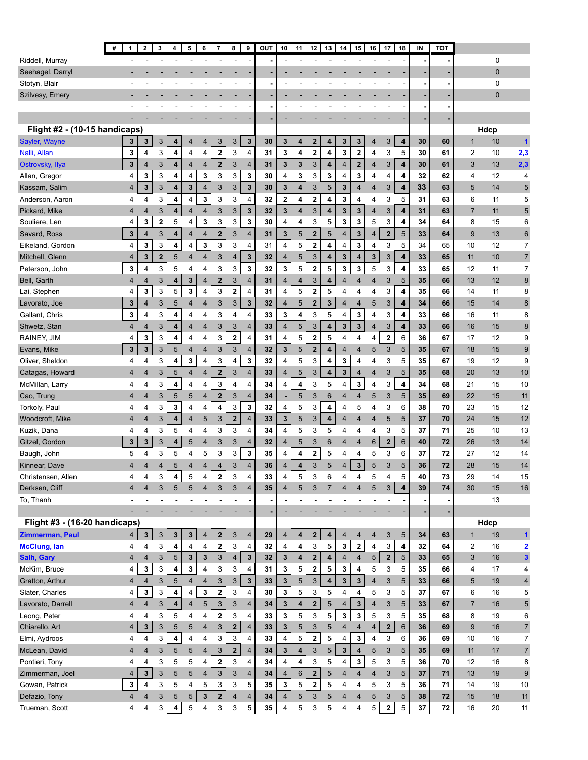| Name | 1 | 2 | 3 | 4 | 5 | 6 | 7 | 8 | 9 | OUT | 10 | 11 | 12 | 13 | 14 | 15 | 16 | 17 | 18 | IN | TOT | # | Hdcp | |
|---|---|---|---|---|---|---|---|---|---|---|---|---|---|---|---|---|---|---|---|---|---|---|---|---|
| Riddell, Murray | - | - | - | - | - | - | - | - | - | - | - | - | - | - | - | - | - | - | - | - | - | | 0 | |
| Seehagel, Darryl | - | - | - | - | - | - | - | - | - | - | - | - | - | - | - | - | - | - | - | - | - | | 0 | |
| Stotyn, Blair | - | - | - | - | - | - | - | - | - | - | - | - | - | - | - | - | - | - | - | - | - | | 0 | |
| Szilvesy, Emery | - | - | - | - | - | - | - | - | - | - | - | - | - | - | - | - | - | - | - | - | - | | 0 | |
| | - | - | - | - | - | - | - | - | - | - | - | - | - | - | - | - | - | - | - | - | - | | | |
| | - | - | - | - | - | - | - | - | - | - | - | - | - | - | - | - | - | - | - | - | - | | | |
| **Flight #2 - (10-15 handicaps)** | | | | | | | | | | | | | | | | | | | | | | | **Hdcp** | |
| Sayler, Wayne | 3 | 3 | 3 | 4 | 4 | 4 | 3 | 3 | 3 | 30 | 3 | 4 | 2 | 4 | 3 | 3 | 4 | 3 | 4 | 30 | 60 | 1 | 10 | 1 |
| Nalli, Allan | 3 | 4 | 3 | 4 | 4 | 4 | 2 | 3 | 4 | 31 | 3 | 4 | 2 | 4 | 3 | 2 | 4 | 3 | 5 | 30 | 61 | 2 | 10 | 2,3 |
| Ostrovsky, Ilya | 3 | 4 | 3 | 4 | 4 | 4 | 2 | 3 | 4 | 31 | 3 | 3 | 3 | 4 | 4 | 2 | 4 | 3 | 4 | 30 | 61 | 3 | 13 | 2,3 |
| Allan, Gregor | 4 | 3 | 3 | 4 | 4 | 3 | 3 | 3 | 3 | 30 | 4 | 3 | 3 | 3 | 4 | 3 | 4 | 4 | 4 | 32 | 62 | 4 | 12 | 4 |
| Kassam, Salim | 4 | 3 | 3 | 4 | 3 | 4 | 3 | 3 | 3 | 30 | 3 | 4 | 3 | 5 | 3 | 4 | 4 | 3 | 4 | 33 | 63 | 5 | 14 | 5 |
| Anderson, Aaron | 4 | 4 | 3 | 4 | 4 | 3 | 3 | 3 | 4 | 32 | 2 | 4 | 2 | 4 | 3 | 4 | 4 | 3 | 5 | 31 | 63 | 6 | 11 | 5 |
| Pickard, Mike | 4 | 4 | 3 | 4 | 4 | 4 | 3 | 3 | 3 | 32 | 3 | 4 | 3 | 4 | 3 | 3 | 4 | 3 | 4 | 31 | 63 | 7 | 11 | 5 |
| Souliere, Len | 4 | 3 | 2 | 5 | 4 | 3 | 3 | 3 | 3 | 30 | 4 | 4 | 3 | 5 | 3 | 3 | 5 | 3 | 4 | 34 | 64 | 8 | 15 | 6 |
| Savard, Ross | 3 | 4 | 3 | 4 | 4 | 4 | 2 | 3 | 4 | 31 | 3 | 5 | 2 | 5 | 4 | 3 | 4 | 2 | 5 | 33 | 64 | 9 | 13 | 6 |
| Eikeland, Gordon | 4 | 3 | 3 | 4 | 4 | 3 | 3 | 3 | 4 | 31 | 4 | 5 | 2 | 4 | 4 | 3 | 4 | 3 | 5 | 34 | 65 | 10 | 12 | 7 |
| Mitchell, Glenn | 4 | 3 | 2 | 5 | 4 | 4 | 3 | 4 | 3 | 32 | 4 | 5 | 3 | 4 | 3 | 4 | 3 | 3 | 4 | 33 | 65 | 11 | 10 | 7 |
| Peterson, John | 3 | 4 | 3 | 5 | 4 | 4 | 3 | 3 | 3 | 32 | 3 | 5 | 2 | 5 | 3 | 3 | 5 | 3 | 4 | 33 | 65 | 12 | 11 | 7 |
| Bell, Garth | 4 | 4 | 3 | 4 | 3 | 4 | 2 | 3 | 4 | 31 | 4 | 4 | 3 | 4 | 4 | 4 | 4 | 3 | 5 | 35 | 66 | 13 | 12 | 8 |
| Lai, Stephen | 4 | 3 | 3 | 5 | 3 | 4 | 3 | 2 | 4 | 31 | 4 | 5 | 2 | 5 | 4 | 4 | 4 | 3 | 4 | 35 | 66 | 14 | 11 | 8 |
| Lavorato, Joe | 3 | 4 | 3 | 5 | 4 | 4 | 3 | 3 | 3 | 32 | 4 | 5 | 2 | 3 | 4 | 4 | 5 | 3 | 4 | 34 | 66 | 15 | 14 | 8 |
| Gallant, Chris | 3 | 4 | 3 | 4 | 4 | 4 | 3 | 4 | 4 | 33 | 3 | 4 | 3 | 5 | 4 | 3 | 4 | 3 | 4 | 33 | 66 | 16 | 11 | 8 |
| Shwetz, Stan | 4 | 4 | 3 | 4 | 4 | 4 | 3 | 3 | 4 | 33 | 4 | 5 | 3 | 4 | 3 | 3 | 4 | 3 | 4 | 33 | 66 | 16 | 15 | 8 |
| RAINEY, JIM | 4 | 3 | 3 | 4 | 4 | 4 | 3 | 2 | 4 | 31 | 4 | 5 | 2 | 5 | 4 | 4 | 4 | 2 | 6 | 36 | 67 | 17 | 12 | 9 |
| Evans, Mike | 3 | 3 | 3 | 5 | 4 | 4 | 3 | 3 | 4 | 32 | 3 | 5 | 2 | 4 | 4 | 4 | 5 | 3 | 5 | 35 | 67 | 18 | 15 | 9 |
| Oliver, Sheldon | 4 | 4 | 3 | 4 | 3 | 4 | 3 | 4 | 3 | 32 | 4 | 5 | 3 | 4 | 3 | 4 | 4 | 3 | 5 | 35 | 67 | 19 | 12 | 9 |
| Catagas, Howard | 4 | 4 | 3 | 5 | 4 | 4 | 2 | 3 | 4 | 33 | 4 | 5 | 3 | 4 | 3 | 4 | 4 | 3 | 5 | 35 | 68 | 20 | 13 | 10 |
| McMillan, Larry | 4 | 4 | 3 | 4 | 4 | 4 | 3 | 4 | 4 | 34 | 4 | 4 | 3 | 5 | 4 | 3 | 4 | 3 | 4 | 34 | 68 | 21 | 15 | 10 |
| Cao, Trung | 4 | 4 | 3 | 5 | 5 | 4 | 2 | 3 | 4 | 34 | - | 5 | 3 | 6 | 4 | 4 | 5 | 3 | 5 | 35 | 69 | 22 | 15 | 11 |
| Torkoly, Paul | 4 | 4 | 3 | 3 | 4 | 4 | 4 | 3 | 3 | 32 | 4 | 5 | 3 | 4 | 4 | 5 | 4 | 3 | 6 | 38 | 70 | 23 | 15 | 12 |
| Woodcroft, Mike | 4 | 4 | 3 | 4 | 4 | 5 | 3 | 2 | 4 | 33 | 3 | 5 | 3 | 4 | 4 | 4 | 4 | 5 | 5 | 37 | 70 | 24 | 15 | 12 |
| Kuzik, Dana | 4 | 4 | 3 | 5 | 4 | 4 | 3 | 3 | 4 | 34 | 4 | 5 | 3 | 5 | 4 | 4 | 4 | 3 | 5 | 37 | 71 | 25 | 10 | 13 |
| Gitzel, Gordon | 3 | 3 | 3 | 4 | 5 | 4 | 3 | 3 | 4 | 32 | 4 | 5 | 3 | 6 | 4 | 4 | 6 | 2 | 6 | 40 | 72 | 26 | 13 | 14 |
| Baugh, John | 5 | 4 | 3 | 5 | 4 | 5 | 3 | 3 | 3 | 35 | 4 | 4 | 2 | 5 | 4 | 4 | 5 | 3 | 6 | 37 | 72 | 27 | 12 | 14 |
| Kinnear, Dave | 4 | 4 | 4 | 5 | 4 | 4 | 4 | 3 | 4 | 36 | 4 | 4 | 3 | 5 | 4 | 3 | 5 | 3 | 5 | 36 | 72 | 28 | 15 | 14 |
| Christensen, Allen | 4 | 4 | 3 | 4 | 5 | 4 | 2 | 3 | 4 | 33 | 4 | 5 | 3 | 6 | 4 | 4 | 5 | 4 | 5 | 40 | 73 | 29 | 14 | 15 |
| Derksen, Cliff | 4 | 4 | 3 | 5 | 5 | 4 | 3 | 3 | 4 | 35 | 4 | 5 | 3 | 7 | 4 | 4 | 5 | 3 | 4 | 39 | 74 | 30 | 15 | 16 |
| To, Thanh | - | - | - | - | - | - | - | - | - | - | - | - | - | - | - | - | - | - | - | - | - | | 13 | |
| | - | - | - | - | - | - | - | - | - | - | - | - | - | - | - | - | - | - | - | - | - | | | |
| **Flight #3 - (16-20 handicaps)** | | | | | | | | | | | | | | | | | | | | | | | **Hdcp** | |
| **Zimmerman, Paul** | 4 | 3 | 3 | 3 | 3 | 4 | 2 | 3 | 4 | 29 | 4 | 4 | 2 | 4 | 4 | 4 | 4 | 3 | 5 | 34 | 63 | 1 | 19 | 1 |
| **McClung, Ian** | 4 | 4 | 3 | 4 | 4 | 4 | 2 | 3 | 4 | 32 | 4 | 4 | 3 | 5 | 3 | 2 | 4 | 3 | 4 | 32 | 64 | 2 | 16 | 2 |
| **Salh, Gary** | 4 | 4 | 3 | 5 | 3 | 3 | 3 | 4 | 3 | 32 | 3 | 4 | 2 | 4 | 4 | 4 | 5 | 2 | 5 | 33 | 65 | 3 | 16 | 3 |
| McKim, Bruce | 4 | 3 | 3 | 4 | 3 | 4 | 3 | 3 | 4 | 31 | 3 | 5 | 2 | 5 | 3 | 4 | 5 | 3 | 5 | 35 | 66 | 4 | 17 | 4 |
| Gratton, Arthur | 4 | 4 | 3 | 5 | 4 | 4 | 3 | 3 | 3 | 33 | 3 | 5 | 3 | 4 | 3 | 3 | 4 | 3 | 5 | 33 | 66 | 5 | 19 | 4 |
| Slater, Charles | 4 | 3 | 3 | 4 | 4 | 3 | 2 | 3 | 4 | 30 | 3 | 5 | 3 | 5 | 4 | 4 | 5 | 3 | 5 | 37 | 67 | 6 | 16 | 5 |
| Lavorato, Darrell | 4 | 4 | 3 | 4 | 4 | 5 | 3 | 3 | 4 | 34 | 3 | 4 | 2 | 5 | 4 | 3 | 4 | 3 | 5 | 33 | 67 | 7 | 16 | 5 |
| Leong, Peter | 4 | 4 | 3 | 5 | 4 | 4 | 2 | 3 | 4 | 33 | 3 | 5 | 3 | 5 | 3 | 3 | 5 | 3 | 5 | 35 | 68 | 8 | 19 | 6 |
| Chiarello, Art | 4 | 3 | 3 | 5 | 5 | 4 | 3 | 2 | 4 | 33 | 3 | 5 | 3 | 5 | 4 | 4 | 4 | 2 | 6 | 36 | 69 | 9 | 16 | 7 |
| Elmi, Aydroos | 4 | 4 | 3 | 4 | 4 | 4 | 3 | 3 | 4 | 33 | 4 | 5 | 2 | 5 | 4 | 3 | 4 | 3 | 6 | 36 | 69 | 10 | 16 | 7 |
| McLean, David | 4 | 4 | 3 | 5 | 5 | 4 | 3 | 2 | 4 | 34 | 3 | 4 | 3 | 5 | 3 | 4 | 5 | 3 | 5 | 35 | 69 | 11 | 17 | 7 |
| Pontieri, Tony | 4 | 4 | 3 | 5 | 5 | 4 | 2 | 3 | 4 | 34 | 4 | 4 | 3 | 5 | 4 | 3 | 5 | 3 | 5 | 36 | 70 | 12 | 16 | 8 |
| Zimmerman, Joel | 4 | 3 | 3 | 5 | 5 | 4 | 3 | 3 | 4 | 34 | 4 | 6 | 2 | 5 | 4 | 4 | 4 | 3 | 5 | 37 | 71 | 13 | 19 | 9 |
| Gowan, Patrick | 3 | 4 | 3 | 5 | 4 | 5 | 3 | 3 | 5 | 35 | 3 | 5 | 2 | 5 | 4 | 4 | 5 | 3 | 5 | 36 | 71 | 14 | 19 | 10 |
| Defazio, Tony | 4 | 4 | 3 | 5 | 5 | 3 | 2 | 4 | 4 | 34 | 4 | 5 | 3 | 5 | 4 | 4 | 5 | 3 | 5 | 38 | 72 | 15 | 18 | 11 |
| Trueman, Scott | 4 | 4 | 3 | 4 | 5 | 4 | 3 | 3 | 5 | 35 | 4 | 5 | 3 | 5 | 4 | 4 | 5 | 2 | 5 | 37 | 72 | 16 | 20 | 11 |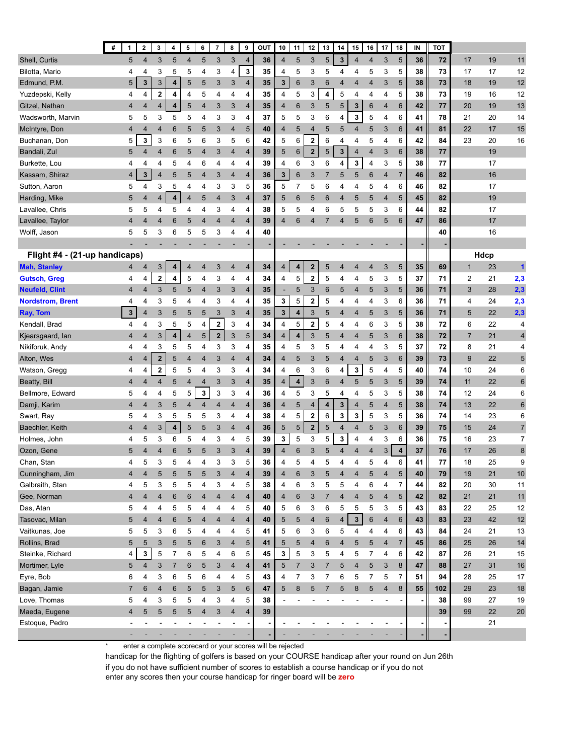| # | 1 | 2 | 3 | 4 | 5 | 6 | 7 | 8 | 9 | OUT | 10 | 11 | 12 | 13 | 14 | 15 | 16 | 17 | 18 | IN | TOT | | | |
|---|---|---|---|---|---|---|---|---|---|---|---|---|---|---|---|---|---|---|---|---|---|---|---|---|
| Shell, Curtis | 5 | 4 | 3 | 5 | 4 | 5 | 3 | 3 | 4 | 36 | 4 | 5 | 3 | 5 | 3 | 4 | 4 | 3 | 5 | 36 | 72 | 17 | 19 | 11 |
| Bilotta, Mario | 4 | 4 | 3 | 5 | 5 | 4 | 3 | 4 | 3 | 35 | 4 | 5 | 3 | 5 | 4 | 4 | 5 | 3 | 5 | 38 | 73 | 17 | 17 | 12 |
| Edmund, P.M. | 5 | 3 | 3 | 4 | 5 | 5 | 3 | 3 | 4 | 35 | 3 | 6 | 3 | 6 | 4 | 4 | 4 | 3 | 5 | 38 | 73 | 18 | 19 | 12 |
| Yuzdepski, Kelly | 4 | 4 | 2 | 4 | 4 | 5 | 4 | 4 | 4 | 35 | 4 | 5 | 3 | 4 | 5 | 4 | 4 | 4 | 5 | 38 | 73 | 19 | 16 | 12 |
| Gitzel, Nathan | 4 | 4 | 4 | 4 | 5 | 4 | 3 | 3 | 4 | 35 | 4 | 6 | 3 | 5 | 5 | 3 | 6 | 4 | 6 | 42 | 77 | 20 | 19 | 13 |
| Wadsworth, Marvin | 5 | 5 | 3 | 5 | 5 | 4 | 3 | 3 | 4 | 37 | 5 | 5 | 3 | 6 | 4 | 3 | 5 | 4 | 6 | 41 | 78 | 21 | 20 | 14 |
| McIntyre, Don | 4 | 4 | 4 | 6 | 5 | 5 | 3 | 4 | 5 | 40 | 4 | 5 | 4 | 5 | 5 | 4 | 5 | 3 | 6 | 41 | 81 | 22 | 17 | 15 |
| Buchanan, Don | 5 | 3 | 3 | 6 | 5 | 6 | 3 | 5 | 6 | 42 | 5 | 6 | 2 | 6 | 4 | 4 | 5 | 4 | 6 | 42 | 84 | 23 | 20 | 16 |
| Bandali, Zul | 5 | 4 | 4 | 6 | 5 | 4 | 3 | 4 | 4 | 39 | 5 | 6 | 2 | 5 | 3 | 4 | 4 | 3 | 6 | 38 | 77 | | 19 | |
| Burkette, Lou | 4 | 4 | 4 | 5 | 4 | 6 | 4 | 4 | 4 | 39 | 4 | 6 | 3 | 6 | 4 | 3 | 4 | 3 | 5 | 38 | 77 | | 17 | |
| Kassam, Shiraz | 4 | 3 | 4 | 5 | 5 | 4 | 3 | 4 | 4 | 36 | 3 | 6 | 3 | 7 | 5 | 5 | 6 | 4 | 7 | 46 | 82 | | 16 | |
| Sutton, Aaron | 5 | 4 | 3 | 5 | 4 | 4 | 3 | 3 | 5 | 36 | 5 | 7 | 5 | 6 | 4 | 4 | 5 | 4 | 6 | 46 | 82 | | 17 | |
| Harding, Mike | 5 | 4 | 4 | 4 | 4 | 5 | 4 | 3 | 4 | 37 | 5 | 6 | 5 | 6 | 4 | 5 | 5 | 4 | 5 | 45 | 82 | | 19 | |
| Lavallee, Chris | 5 | 5 | 4 | 5 | 4 | 4 | 3 | 4 | 4 | 38 | 5 | 5 | 4 | 6 | 5 | 5 | 5 | 3 | 6 | 44 | 82 | | 17 | |
| Lavallee, Taylor | 4 | 4 | 4 | 6 | 5 | 4 | 4 | 4 | 4 | 39 | 4 | 6 | 4 | 7 | 4 | 5 | 6 | 5 | 6 | 47 | 86 | | 17 | |
| Wolff, Jason | 5 | 5 | 3 | 6 | 5 | 5 | 3 | 4 | 4 | 40 | | | | | | | | | | | 40 | | 16 | |
| | - | - | - | - | - | - | - | - | - | - | - | - | - | - | - | - | - | - | - | - | - | | | |
| **Flight #4 - (21-up handicaps)** | | | | | | | | | | | | | | | | | | | | | | | **Hdcp** | |
| **Mah, Stanley** | 4 | 4 | 3 | 4 | 4 | 4 | 3 | 4 | 4 | 34 | 4 | 4 | 2 | 5 | 4 | 4 | 4 | 3 | 5 | 35 | 69 | 1 | 23 | 1 |
| **Gutsch, Greg** | 4 | 4 | 2 | 4 | 5 | 4 | 3 | 4 | 4 | 34 | 4 | 5 | 2 | 5 | 4 | 4 | 5 | 3 | 5 | 37 | 71 | 2 | 21 | 2,3 |
| **Neufeld, Clint** | 4 | 4 | 3 | 5 | 5 | 4 | 3 | 3 | 4 | 35 | - | 5 | 3 | 6 | 5 | 4 | 5 | 3 | 5 | 36 | 71 | 3 | 28 | 2,3 |
| **Nordstrom, Brent** | 4 | 4 | 3 | 5 | 4 | 4 | 3 | 4 | 4 | 35 | 3 | 5 | 2 | 5 | 4 | 4 | 4 | 3 | 6 | 36 | 71 | 4 | 24 | 2,3 |
| **Ray, Tom** | 3 | 4 | 3 | 5 | 5 | 5 | 3 | 3 | 4 | 35 | 3 | 4 | 3 | 5 | 4 | 4 | 5 | 3 | 5 | 36 | 71 | 5 | 22 | 2,3 |
| Kendall, Brad | 4 | 4 | 3 | 5 | 5 | 4 | 2 | 3 | 4 | 34 | 4 | 5 | 2 | 5 | 4 | 4 | 6 | 3 | 5 | 38 | 72 | 6 | 22 | 4 |
| Kjearsgaard, Ian | 4 | 4 | 3 | 4 | 4 | 5 | 2 | 3 | 5 | 34 | 4 | 4 | 3 | 5 | 4 | 4 | 5 | 3 | 6 | 38 | 72 | 7 | 21 | 4 |
| Nikiforuk, Andy | 4 | 4 | 3 | 5 | 5 | 4 | 3 | 3 | 4 | 35 | 4 | 5 | 3 | 5 | 4 | 4 | 4 | 3 | 5 | 37 | 72 | 8 | 21 | 4 |
| Alton, Wes | 4 | 4 | 2 | 5 | 4 | 4 | 3 | 4 | 4 | 34 | 4 | 5 | 3 | 5 | 4 | 4 | 5 | 3 | 6 | 39 | 73 | 9 | 22 | 5 |
| Watson, Gregg | 4 | 4 | 2 | 5 | 5 | 4 | 3 | 3 | 4 | 34 | 4 | 6 | 3 | 6 | 4 | 3 | 5 | 4 | 5 | 40 | 74 | 10 | 24 | 6 |
| Beatty, Bill | 4 | 4 | 4 | 5 | 4 | 4 | 3 | 3 | 4 | 35 | 4 | 4 | 3 | 6 | 4 | 5 | 5 | 3 | 5 | 39 | 74 | 11 | 22 | 6 |
| Bellmore, Edward | 5 | 4 | 4 | 5 | 5 | 3 | 3 | 3 | 4 | 36 | 4 | 5 | 3 | 5 | 4 | 4 | 5 | 3 | 5 | 38 | 74 | 12 | 24 | 6 |
| Damji, Karim | 4 | 4 | 3 | 5 | 4 | 4 | 4 | 4 | 4 | 36 | 4 | 5 | 4 | 4 | 3 | 4 | 5 | 4 | 5 | 38 | 74 | 13 | 22 | 6 |
| Swart, Ray | 5 | 4 | 3 | 5 | 5 | 5 | 3 | 4 | 4 | 38 | 4 | 5 | 2 | 6 | 3 | 3 | 5 | 3 | 5 | 36 | 74 | 14 | 23 | 6 |
| Baechler, Keith | 4 | 4 | 3 | 4 | 5 | 5 | 3 | 4 | 4 | 36 | 5 | 5 | 2 | 5 | 4 | 4 | 5 | 3 | 6 | 39 | 75 | 15 | 24 | 7 |
| Holmes, John | 4 | 5 | 3 | 6 | 5 | 4 | 3 | 4 | 5 | 39 | 3 | 5 | 3 | 5 | 3 | 4 | 4 | 3 | 6 | 36 | 75 | 16 | 23 | 7 |
| Ozon, Gene | 5 | 4 | 4 | 6 | 5 | 5 | 3 | 3 | 4 | 39 | 4 | 6 | 3 | 5 | 4 | 4 | 4 | 3 | 4 | 37 | 76 | 17 | 26 | 8 |
| Chan, Stan | 4 | 5 | 3 | 5 | 4 | 4 | 3 | 3 | 5 | 36 | 4 | 5 | 4 | 5 | 4 | 4 | 5 | 4 | 6 | 41 | 77 | 18 | 25 | 9 |
| Cunningham, Jim | 4 | 4 | 5 | 5 | 5 | 5 | 3 | 4 | 4 | 39 | 4 | 6 | 3 | 5 | 4 | 4 | 5 | 4 | 5 | 40 | 79 | 19 | 21 | 10 |
| Galbraith, Stan | 4 | 5 | 3 | 5 | 5 | 4 | 3 | 4 | 5 | 38 | 4 | 6 | 3 | 5 | 5 | 4 | 6 | 4 | 7 | 44 | 82 | 20 | 30 | 11 |
| Gee, Norman | 4 | 4 | 4 | 6 | 6 | 4 | 4 | 4 | 4 | 40 | 4 | 6 | 3 | 7 | 4 | 4 | 5 | 4 | 5 | 42 | 82 | 21 | 21 | 11 |
| Das, Atan | 5 | 4 | 4 | 5 | 5 | 4 | 4 | 4 | 5 | 40 | 5 | 6 | 3 | 6 | 5 | 5 | 5 | 3 | 5 | 43 | 83 | 22 | 25 | 12 |
| Tasovac, Milan | 5 | 4 | 4 | 6 | 5 | 4 | 4 | 4 | 4 | 40 | 5 | 5 | 4 | 6 | 4 | 3 | 6 | 4 | 6 | 43 | 83 | 23 | 42 | 12 |
| Vaitkunas, Joe | 5 | 5 | 3 | 6 | 5 | 4 | 4 | 4 | 5 | 41 | 5 | 6 | 3 | 6 | 5 | 4 | 4 | 4 | 6 | 43 | 84 | 24 | 21 | 13 |
| Rollins, Brad | 5 | 5 | 3 | 5 | 5 | 6 | 3 | 4 | 5 | 41 | 5 | 5 | 4 | 6 | 4 | 5 | 5 | 4 | 7 | 45 | 86 | 25 | 26 | 14 |
| Steinke, Richard | 4 | 3 | 5 | 7 | 6 | 5 | 4 | 6 | 5 | 45 | 3 | 5 | 3 | 5 | 4 | 5 | 7 | 4 | 6 | 42 | 87 | 26 | 21 | 15 |
| Mortimer, Lyle | 5 | 4 | 3 | 7 | 6 | 5 | 3 | 4 | 4 | 41 | 5 | 7 | 3 | 7 | 5 | 4 | 5 | 3 | 8 | 47 | 88 | 27 | 31 | 16 |
| Eyre, Bob | 6 | 4 | 3 | 6 | 5 | 6 | 4 | 4 | 5 | 43 | 4 | 7 | 3 | 7 | 6 | 5 | 7 | 5 | 7 | 51 | 94 | 28 | 25 | 17 |
| Bagan, Jamie | 7 | 6 | 4 | 6 | 5 | 5 | 3 | 5 | 6 | 47 | 5 | 8 | 5 | 7 | 5 | 8 | 5 | 4 | 8 | 55 | 102 | 29 | 23 | 18 |
| Love, Thomas | 5 | 4 | 3 | 5 | 5 | 4 | 3 | 4 | 5 | 38 | - | - | - | - | - | - | - | - | - | - | 38 | 99 | 27 | 19 |
| Maeda, Eugene | 4 | 5 | 5 | 5 | 5 | 4 | 3 | 4 | 4 | 39 | | | | | | | | | | | 39 | 99 | 22 | 20 |
| Estoque, Pedro | - | - | - | - | - | - | - | - | - | - | - | - | - | - | - | - | - | - | - | - | - | | 21 | |
| | - | - | - | - | - | - | - | - | - | - | - | - | - | - | - | - | - | - | - | - | - | | | |

\* enter a complete scorecard or your scores will be rejected

handicap for the flighting of golfers is based on your COURSE handicap after your round on Jun 26th
if you do not have sufficient number of scores to establish a course handicap or if you do not
enter any scores then your course handicap for ringer board will be **zero**